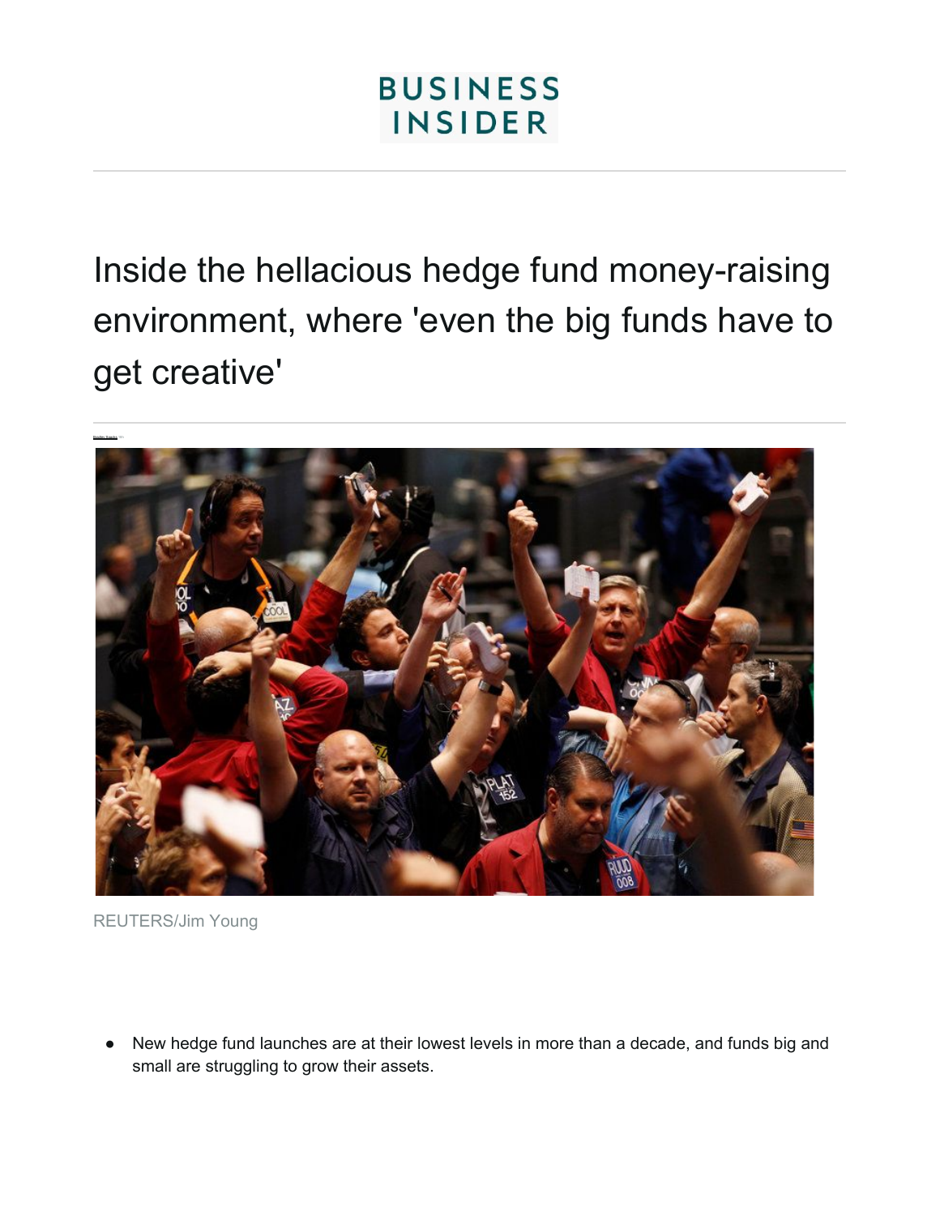BUSINESS INSIDER

# Inside the hellacious hedge fund money-raising environment, where 'even the big funds have to get creative'

REUTERS/Jim Young

- New hedge fund launches are at their lowest levels in more than a decade, and funds big and small are struggling to grow their assets.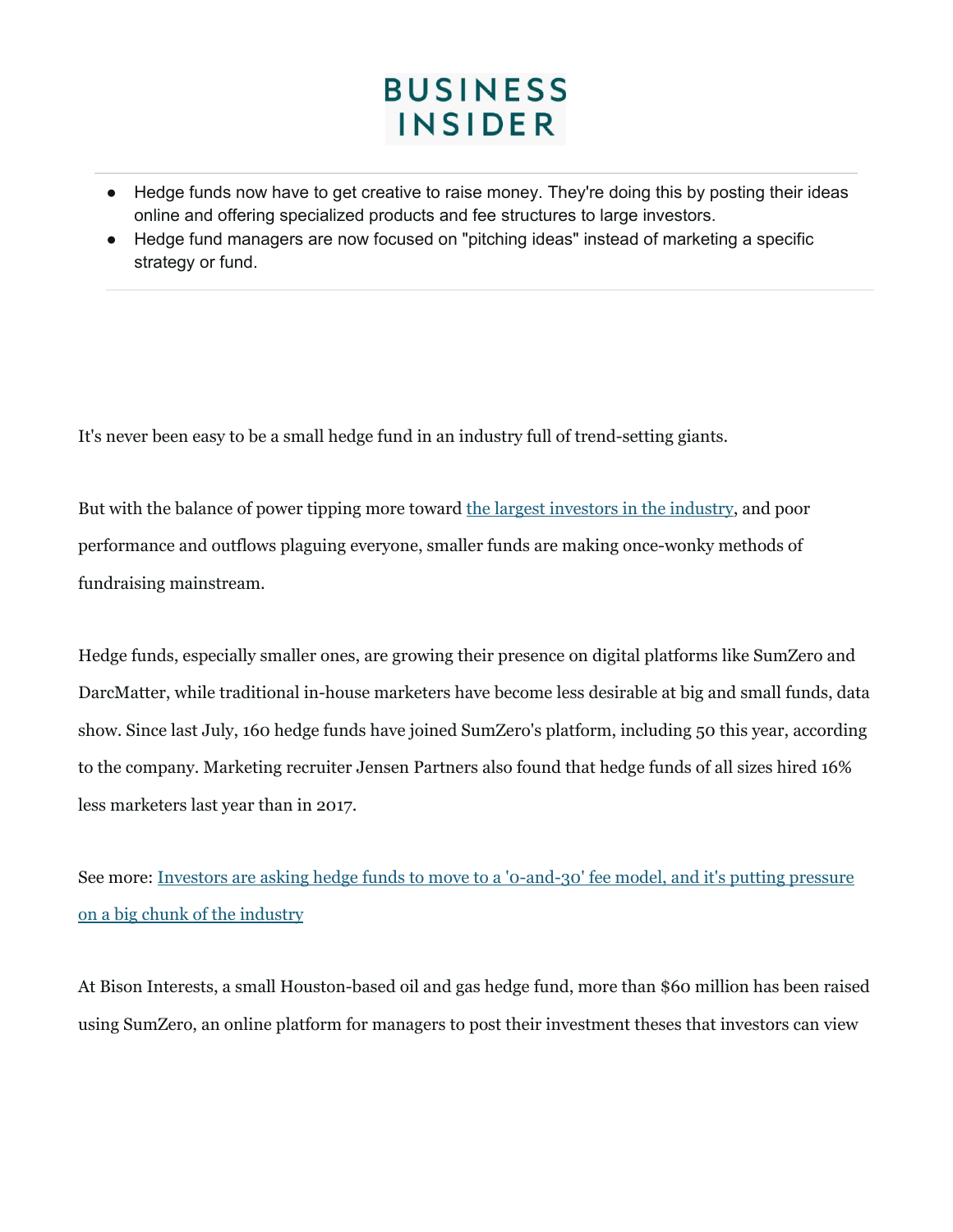# BUSINESS INSIDER

- Hedge funds now have to get creative to raise money. They're doing this by posting their ideas online and offering specialized products and fee structures to large investors.
- Hedge fund managers are now focused on "pitching ideas" instead of marketing a specific strategy or fund.

---

It's never been easy to be a small hedge fund in an industry full of trend-setting giants.

But with the balance of power tipping more toward [the largest investors in the industry](), and poor performance and outflows plaguing everyone, smaller funds are making once-wonky methods of fundraising mainstream.

Hedge funds, especially smaller ones, are growing their presence on digital platforms like SumZero and DarcMatter, while traditional in-house marketers have become less desirable at big and small funds, data show. Since last July, 160 hedge funds have joined SumZero's platform, including 50 this year, according to the company. Marketing recruiter Jensen Partners also found that hedge funds of all sizes hired 16% less marketers last year than in 2017.

See more: [Investors are asking hedge funds to move to a '0-and-30' fee model, and it's putting pressure on a big chunk of the industry]()

At Bison Interests, a small Houston-based oil and gas hedge fund, more than $60 million has been raised using SumZero, an online platform for managers to post their investment theses that investors can view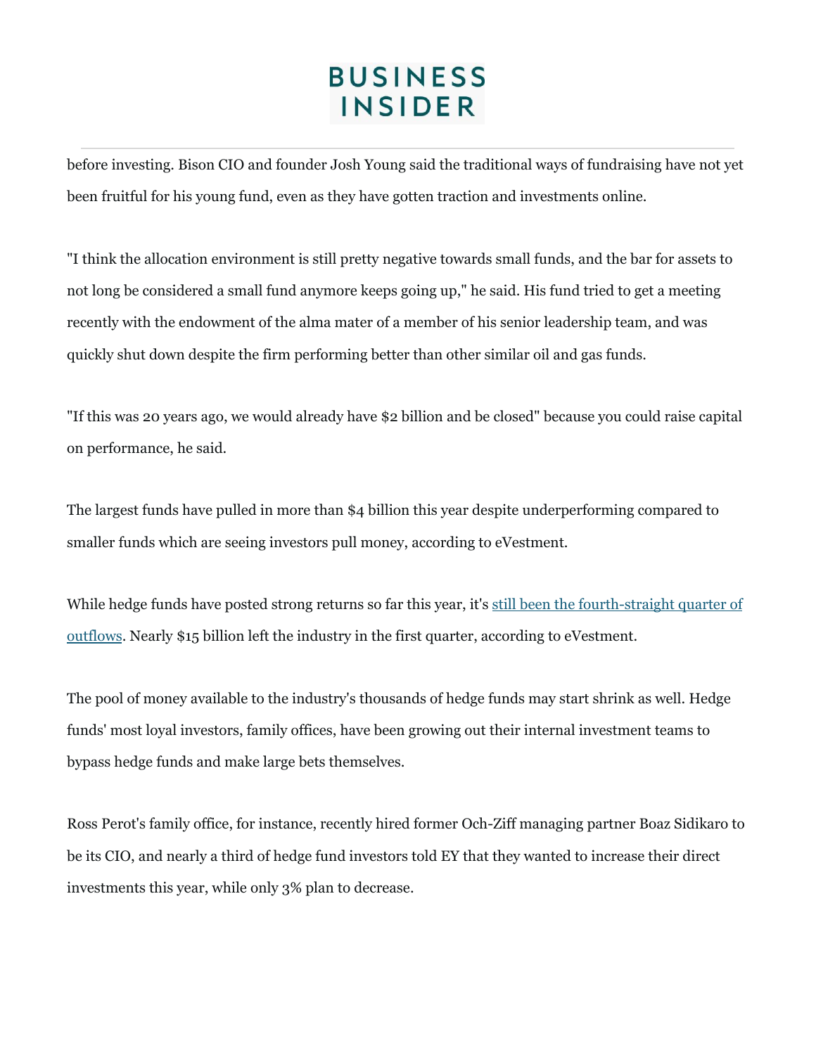before investing. Bison CIO and founder Josh Young said the traditional ways of fundraising have not yet been fruitful for his young fund, even as they have gotten traction and investments online.

"I think the allocation environment is still pretty negative towards small funds, and the bar for assets to not long be considered a small fund anymore keeps going up," he said. His fund tried to get a meeting recently with the endowment of the alma mater of a member of his senior leadership team, and was quickly shut down despite the firm performing better than other similar oil and gas funds.

"If this was 20 years ago, we would already have $2 billion and be closed" because you could raise capital on performance, he said.

The largest funds have pulled in more than $4 billion this year despite underperforming compared to smaller funds which are seeing investors pull money, according to eVestment.

While hedge funds have posted strong returns so far this year, it's [still been the fourth-straight quarter of outflows](). Nearly $15 billion left the industry in the first quarter, according to eVestment.

The pool of money available to the industry's thousands of hedge funds may start shrink as well. Hedge funds' most loyal investors, family offices, have been growing out their internal investment teams to bypass hedge funds and make large bets themselves.

Ross Perot's family office, for instance, recently hired former Och-Ziff managing partner Boaz Sidikaro to be its CIO, and nearly a third of hedge fund investors told EY that they wanted to increase their direct investments this year, while only 3% plan to decrease.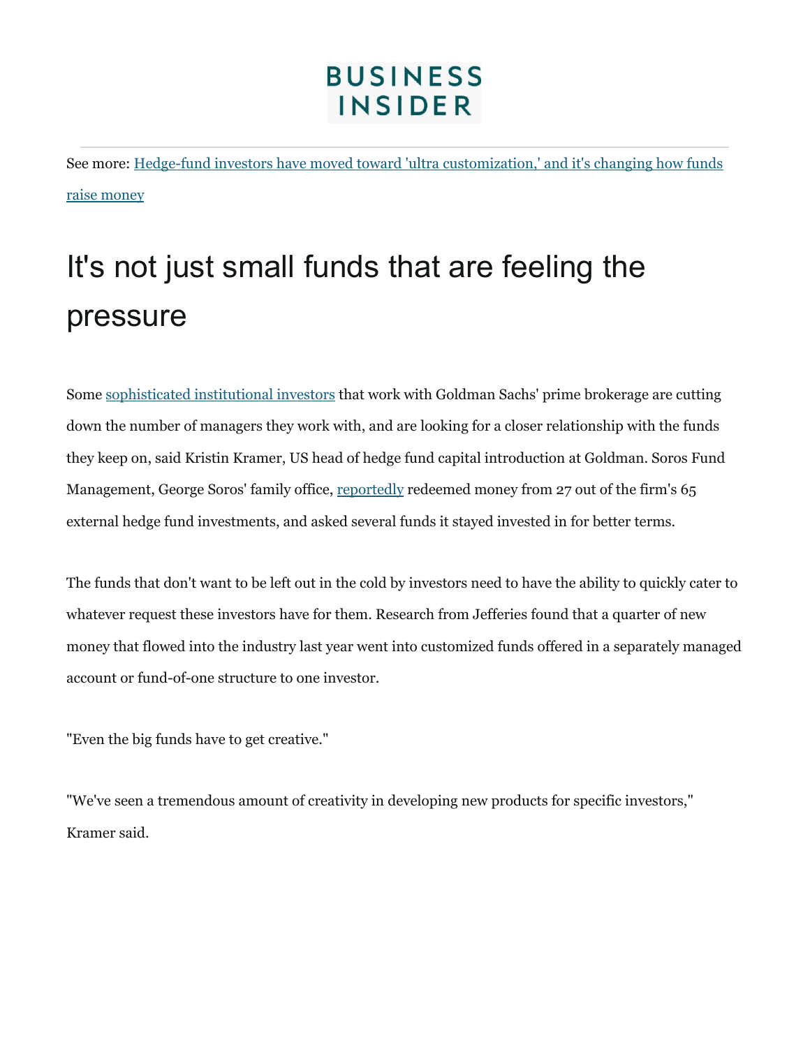See more: [Hedge-fund investors have moved toward 'ultra customization,' and it's changing how funds raise money]

## It's not just small funds that are feeling the pressure

Some [sophisticated institutional investors] that work with Goldman Sachs' prime brokerage are cutting down the number of managers they work with, and are looking for a closer relationship with the funds they keep on, said Kristin Kramer, US head of hedge fund capital introduction at Goldman. Soros Fund Management, George Soros' family office, [reportedly] redeemed money from 27 out of the firm's 65 external hedge fund investments, and asked several funds it stayed invested in for better terms.

The funds that don't want to be left out in the cold by investors need to have the ability to quickly cater to whatever request these investors have for them. Research from Jefferies found that a quarter of new money that flowed into the industry last year went into customized funds offered in a separately managed account or fund-of-one structure to one investor.

"Even the big funds have to get creative."

"We've seen a tremendous amount of creativity in developing new products for specific investors," Kramer said.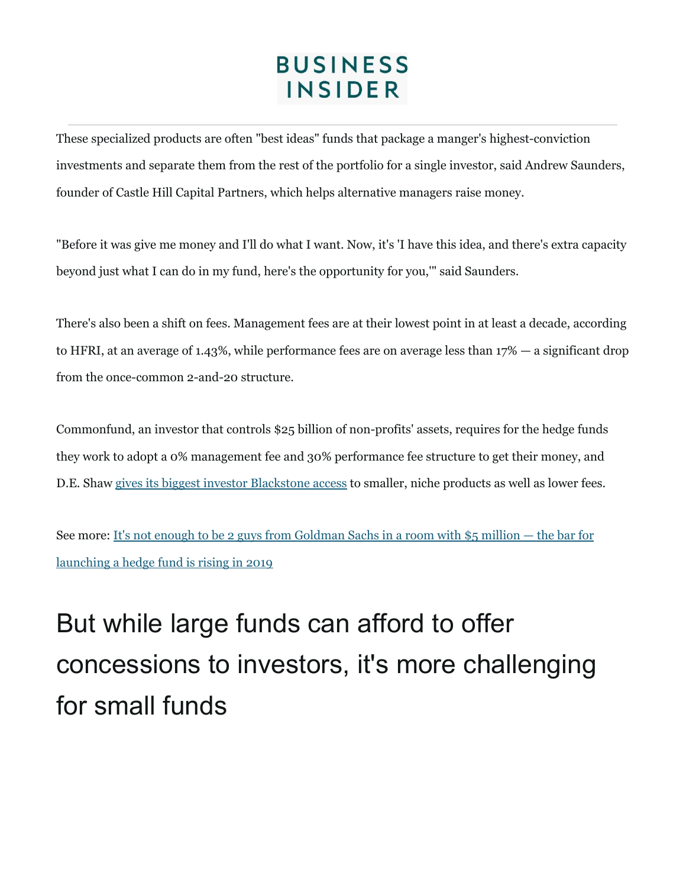These specialized products are often "best ideas" funds that package a manger's highest-conviction investments and separate them from the rest of the portfolio for a single investor, said Andrew Saunders, founder of Castle Hill Capital Partners, which helps alternative managers raise money.

"Before it was give me money and I'll do what I want. Now, it's 'I have this idea, and there's extra capacity beyond just what I can do in my fund, here's the opportunity for you,'" said Saunders.

There's also been a shift on fees. Management fees are at their lowest point in at least a decade, according to HFRI, at an average of 1.43%, while performance fees are on average less than 17% — a significant drop from the once-common 2-and-20 structure.

Commonfund, an investor that controls $25 billion of non-profits' assets, requires for the hedge funds they work to adopt a 0% management fee and 30% performance fee structure to get their money, and D.E. Shaw gives its biggest investor Blackstone access to smaller, niche products as well as lower fees.

See more: It's not enough to be 2 guys from Goldman Sachs in a room with $5 million — the bar for launching a hedge fund is rising in 2019

# But while large funds can afford to offer concessions to investors, it's more challenging for small funds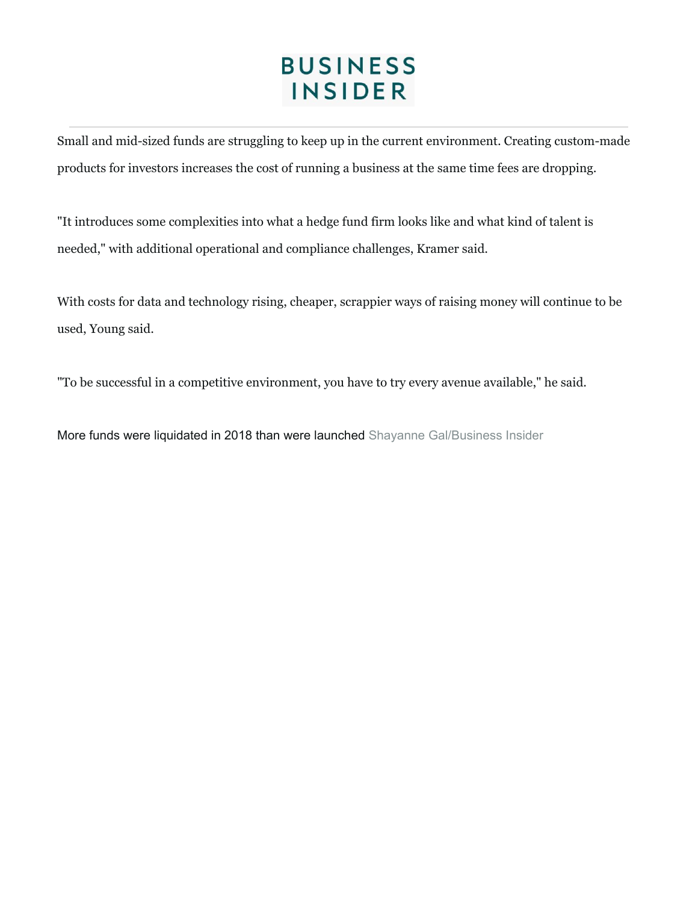Small and mid-sized funds are struggling to keep up in the current environment. Creating custom-made products for investors increases the cost of running a business at the same time fees are dropping.

"It introduces some complexities into what a hedge fund firm looks like and what kind of talent is needed," with additional operational and compliance challenges, Kramer said.

With costs for data and technology rising, cheaper, scrappier ways of raising money will continue to be used, Young said.

"To be successful in a competitive environment, you have to try every avenue available," he said.

More funds were liquidated in 2018 than were launched Shayanne Gal/Business Insider